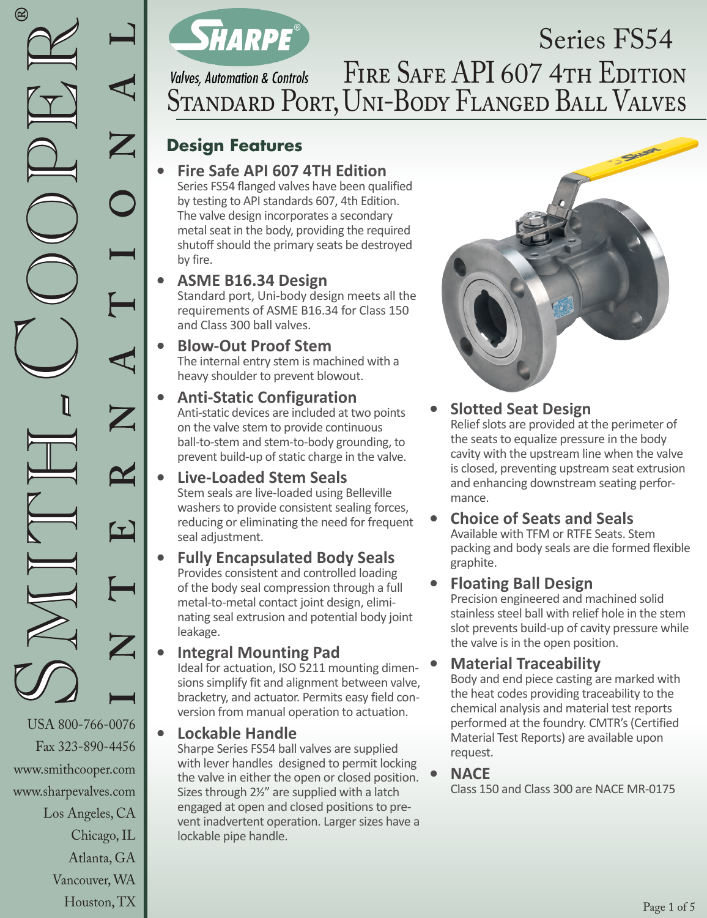# Series FS54

## Fire Safe API 607 4th Edition Standard Port, Uni-Body Flanged Ball Valves

Sharpe® Valves, Automation & Controls

Smith-Cooper® International

USA 800-766-0076
Fax 323-890-4456
www.smithcooper.com
www.sharpevalves.com
Los Angeles, CA
Chicago, IL
Atlanta, GA
Vancouver, WA
Houston, TX

## Design Features

- **Fire Safe API 607 4TH Edition**
  Series FS54 flanged valves have been qualified by testing to API standards 607, 4th Edition. The valve design incorporates a secondary metal seat in the body, providing the required shutoff should the primary seats be destroyed by fire.

- **ASME B16.34 Design**
  Standard port, Uni-body design meets all the requirements of ASME B16.34 for Class 150 and Class 300 ball valves.

- **Blow-Out Proof Stem**
  The internal entry stem is machined with a heavy shoulder to prevent blowout.

- **Anti-Static Configuration**
  Anti-static devices are included at two points on the valve stem to provide continuous ball-to-stem and stem-to-body grounding, to prevent build-up of static charge in the valve.

- **Live-Loaded Stem Seals**
  Stem seals are live-loaded using Belleville washers to provide consistent sealing forces, reducing or eliminating the need for frequent seal adjustment.

- **Fully Encapsulated Body Seals**
  Provides consistent and controlled loading of the body seal compression through a full metal-to-metal contact joint design, eliminating seal extrusion and potential body joint leakage.

- **Integral Mounting Pad**
  Ideal for actuation, ISO 5211 mounting dimensions simplify fit and alignment between valve, bracketry, and actuator. Permits easy field conversion from manual operation to actuation.

- **Lockable Handle**
  Sharpe Series FS54 ball valves are supplied with lever handles designed to permit locking the valve in either the open or closed position. Sizes through 2½" are supplied with a latch engaged at open and closed positions to prevent inadvertent operation. Larger sizes have a lockable pipe handle.

- **Slotted Seat Design**
  Relief slots are provided at the perimeter of the seats to equalize pressure in the body cavity with the upstream line when the valve is closed, preventing upstream seat extrusion and enhancing downstream seating performance.

- **Choice of Seats and Seals**
  Available with TFM or RTFE Seats. Stem packing and body seals are die formed flexible graphite.

- **Floating Ball Design**
  Precision engineered and machined solid stainless steel ball with relief hole in the stem slot prevents build-up of cavity pressure while the valve is in the open position.

- **Material Traceability**
  Body and end piece casting are marked with the heat codes providing traceability to the chemical analysis and material test reports performed at the foundry. CMTR's (Certified Material Test Reports) are available upon request.

- **NACE**
  Class 150 and Class 300 are NACE MR-0175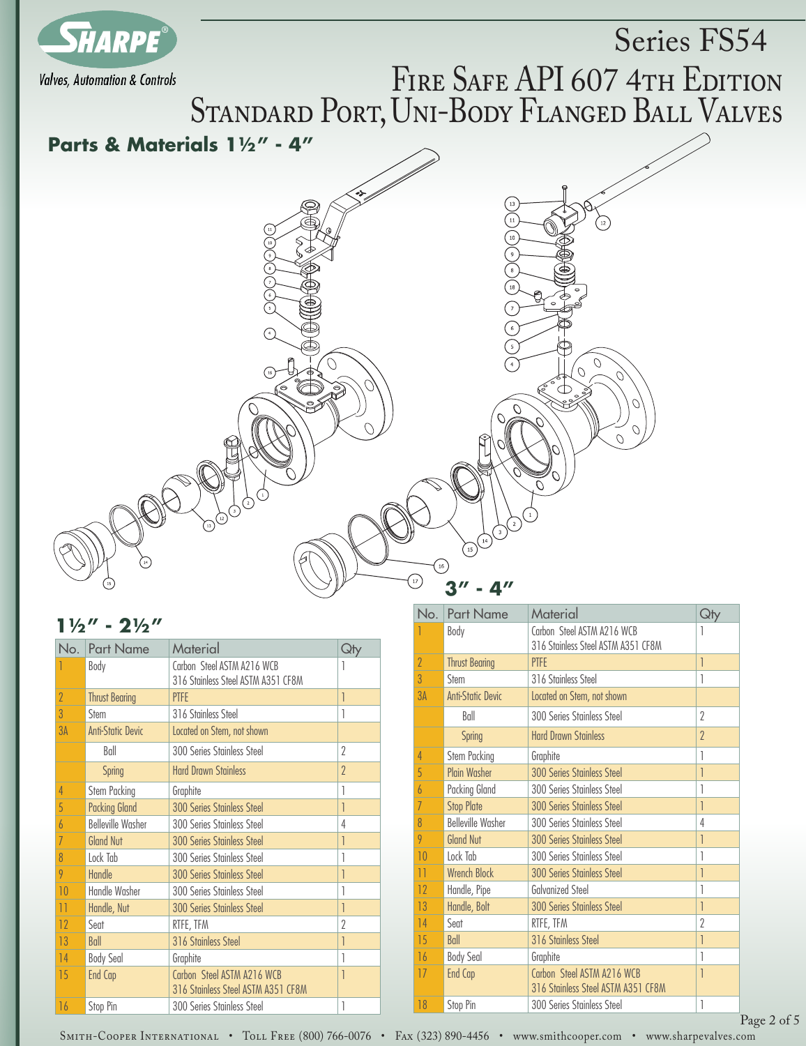# Series FS54

# Fire Safe API 607 4th Edition Standard Port, Uni-Body Flanged Ball Valves

## Parts & Materials 1½" - 4"

### 1½" - 2½"

| No. | Part Name | Material | Qty |
|---|---|---|---|
| 1 | Body | Carbon Steel ASTM A216 WCB<br>316 Stainless Steel ASTM A351 CF8M | 1 |
| 2 | Thrust Bearing | PTFE | 1 |
| 3 | Stem | 316 Stainless Steel | 1 |
| 3A | Anti-Static Devic | Located on Stem, not shown | |
| | Ball | 300 Series Stainless Steel | 2 |
| | Spring | Hard Drawn Stainless | 2 |
| 4 | Stem Packing | Graphite | 1 |
| 5 | Packing Gland | 300 Series Stainless Steel | 1 |
| 6 | Belleville Washer | 300 Series Stainless Steel | 4 |
| 7 | Gland Nut | 300 Series Stainless Steel | 1 |
| 8 | Lock Tab | 300 Series Stainless Steel | 1 |
| 9 | Handle | 300 Series Stainless Steel | 1 |
| 10 | Handle Washer | 300 Series Stainless Steel | 1 |
| 11 | Handle, Nut | 300 Series Stainless Steel | 1 |
| 12 | Seat | RTFE, TFM | 2 |
| 13 | Ball | 316 Stainless Steel | 1 |
| 14 | Body Seal | Graphite | 1 |
| 15 | End Cap | Carbon Steel ASTM A216 WCB<br>316 Stainless Steel ASTM A351 CF8M | 1 |
| 16 | Stop Pin | 300 Series Stainless Steel | 1 |

### 3" - 4"

| No. | Part Name | Material | Qty |
|---|---|---|---|
| 1 | Body | Carbon Steel ASTM A216 WCB<br>316 Stainless Steel ASTM A351 CF8M | 1 |
| 2 | Thrust Bearing | PTFE | 1 |
| 3 | Stem | 316 Stainless Steel | 1 |
| 3A | Anti-Static Devic | Located on Stem, not shown | |
| | Ball | 300 Series Stainless Steel | 2 |
| | Spring | Hard Drawn Stainless | 2 |
| 4 | Stem Packing | Graphite | 1 |
| 5 | Plain Washer | 300 Series Stainless Steel | 1 |
| 6 | Packing Gland | 300 Series Stainless Steel | 1 |
| 7 | Stop Plate | 300 Series Stainless Steel | 1 |
| 8 | Belleville Washer | 300 Series Stainless Steel | 4 |
| 9 | Gland Nut | 300 Series Stainless Steel | 1 |
| 10 | Lock Tab | 300 Series Stainless Steel | 1 |
| 11 | Wrench Block | 300 Series Stainless Steel | 1 |
| 12 | Handle, Pipe | Galvanized Steel | 1 |
| 13 | Handle, Bolt | 300 Series Stainless Steel | 1 |
| 14 | Seat | RTFE, TFM | 2 |
| 15 | Ball | 316 Stainless Steel | 1 |
| 16 | Body Seal | Graphite | 1 |
| 17 | End Cap | Carbon Steel ASTM A216 WCB<br>316 Stainless Steel ASTM A351 CF8M | 1 |
| 18 | Stop Pin | 300 Series Stainless Steel | 1 |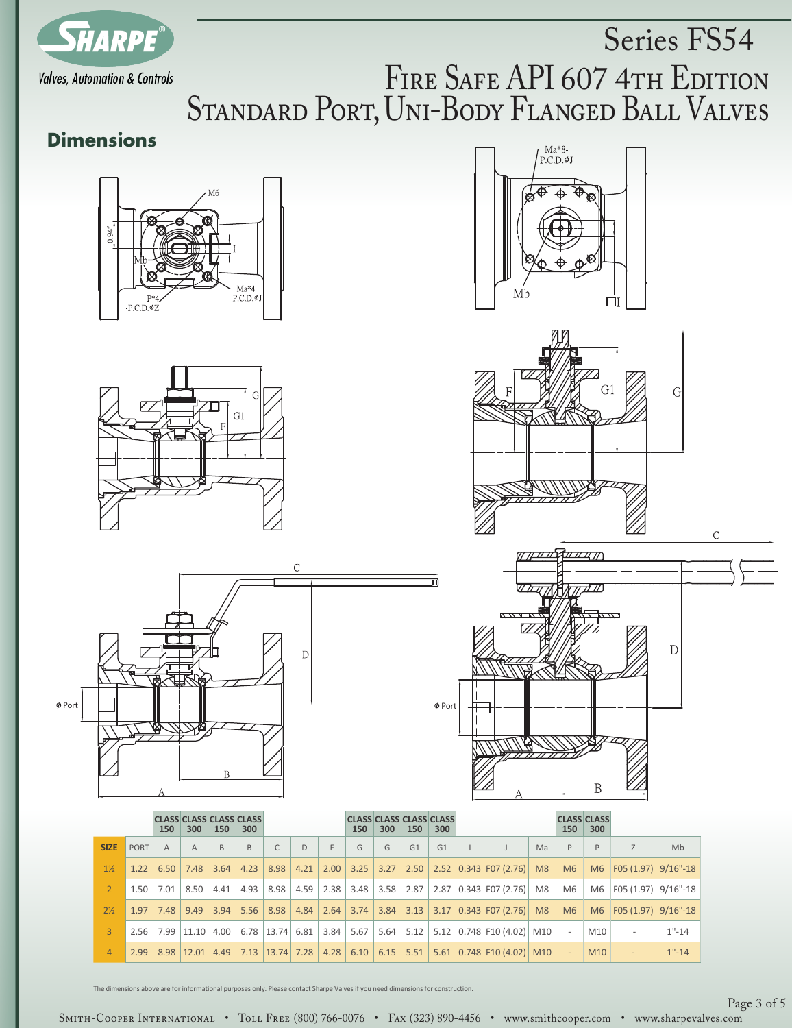# Series FS54

# Fire Safe API 607 4th Edition Standard Port, Uni-Body Flanged Ball Valves

## Dimensions

| | | CLASS 150 | CLASS 300 | CLASS 150 | CLASS 300 | | | | CLASS 150 | CLASS 300 | CLASS 150 | CLASS 300 | | | | CLASS 150 | CLASS 300 | | |
|---|---|---|---|---|---|---|---|---|---|---|---|---|---|---|---|---|---|---|---|
| **SIZE** | PORT | A | A | B | B | C | D | F | G | G | G1 | G1 | I | J | Ma | P | P | Z | Mb |
| 1½ | 1.22 | 6.50 | 7.48 | 3.64 | 4.23 | 8.98 | 4.21 | 2.00 | 3.25 | 3.27 | 2.50 | 2.52 | 0.343 | F07 (2.76) | M8 | M6 | M6 | F05 (1.97) | 9/16"-18 |
| 2 | 1.50 | 7.01 | 8.50 | 4.41 | 4.93 | 8.98 | 4.59 | 2.38 | 3.48 | 3.58 | 2.87 | 2.87 | 0.343 | F07 (2.76) | M8 | M6 | M6 | F05 (1.97) | 9/16"-18 |
| 2½ | 1.97 | 7.48 | 9.49 | 3.94 | 5.56 | 8.98 | 4.84 | 2.64 | 3.74 | 3.84 | 3.13 | 3.17 | 0.343 | F07 (2.76) | M8 | M6 | M6 | F05 (1.97) | 9/16"-18 |
| 3 | 2.56 | 7.99 | 11.10 | 4.00 | 6.78 | 13.74 | 6.81 | 3.84 | 5.67 | 5.64 | 5.12 | 5.12 | 0.748 | F10 (4.02) | M10 | - | M10 | - | 1"-14 |
| 4 | 2.99 | 8.98 | 12.01 | 4.49 | 7.13 | 13.74 | 7.28 | 4.28 | 6.10 | 6.15 | 5.51 | 5.61 | 0.748 | F10 (4.02) | M10 | - | M10 | - | 1"-14 |

The dimensions above are for informational purposes only. Please contact Sharpe Valves if you need dimensions for construction.

Smith-Cooper International • Toll Free (800) 766-0076 • Fax (323) 890-4456 • www.smithcooper.com • www.sharpevalves.com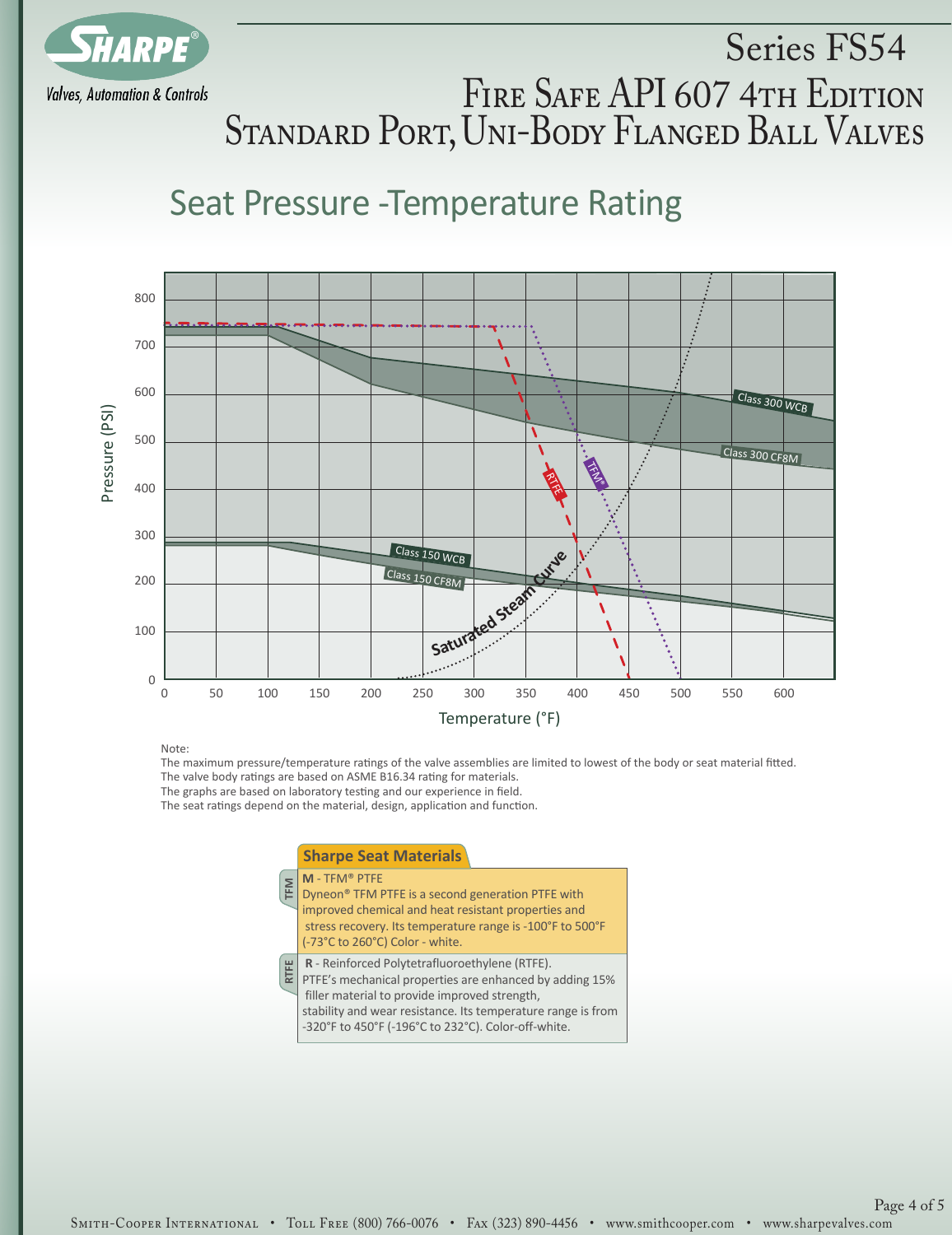# Series FS54

# Fire Safe API 607 4th Edition Standard Port, Uni-Body Flanged Ball Valves

## Seat Pressure -Temperature Rating

Note:
The maximum pressure/temperature ratings of the valve assemblies are limited to lowest of the body or seat material fitted.
The valve body ratings are based on ASME B16.34 rating for materials.
The graphs are based on laboratory testing and our experience in field.
The seat ratings depend on the material, design, application and function.

### Sharpe Seat Materials

**TFM**

**M** - TFM® PTFE
Dyneon® TFM PTFE is a second generation PTFE with improved chemical and heat resistant properties and stress recovery. Its temperature range is -100°F to 500°F (-73°C to 260°C) Color - white.

**RTFE**

**R** - Reinforced Polytetrafluoroethylene (RTFE).
PTFE's mechanical properties are enhanced by adding 15% filler material to provide improved strength, stability and wear resistance. Its temperature range is from -320°F to 450°F (-196°C to 232°C). Color-off-white.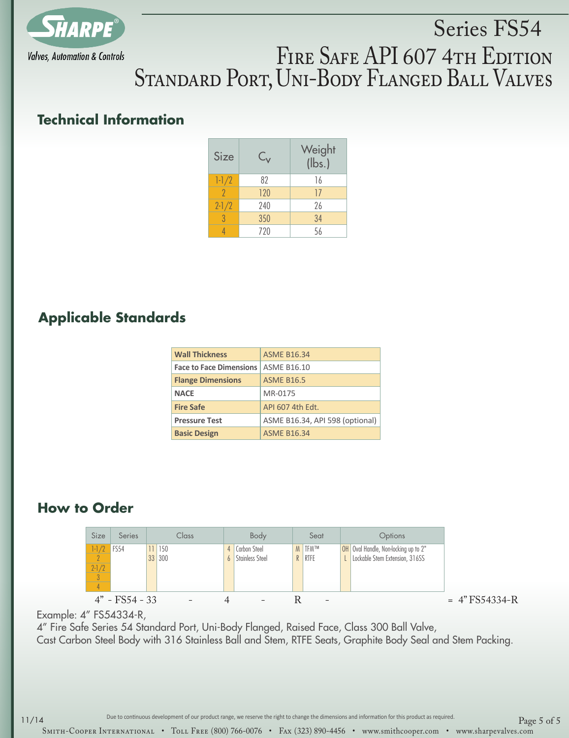# Series FS54

# Fire Safe API 607 4th Edition Standard Port, Uni-Body Flanged Ball Valves

## Technical Information

| Size | $C_v$ | Weight (lbs.) |
|---|---|---|
| 1-1/2 | 82 | 16 |
| 2 | 120 | 17 |
| 2-1/2 | 240 | 26 |
| 3 | 350 | 34 |
| 4 | 720 | 56 |

## Applicable Standards

| | |
|---|---|
| **Wall Thickness** | ASME B16.34 |
| **Face to Face Dimensions** | ASME B16.10 |
| **Flange Dimensions** | ASME B16.5 |
| **NACE** | MR-0175 |
| **Fire Safe** | API 607 4th Edt. |
| **Pressure Test** | ASME B16.34, API 598 (optional) |
| **Basic Design** | ASME B16.34 |

## How to Order

| Size | Series | Class | | Body | | Seat | | Options | |
|---|---|---|---|---|---|---|---|---|---|
| 1-1/2 | FS54 | 11 | 150 | 4 | Carbon Steel | M | TFM™ | OH | Oval Handle, Non-locking up to 2" |
| 2 | | 33 | 300 | 6 | Stainless Steel | R | RTFE | L | Lockable Stem Extension, 316SS |
| 2-1/2 | | | | | | | | | |
| 3 | | | | | | | | | |
| 4 | | | | | | | | | |

4" - FS54 - 33 - 4 - R - = 4" FS54334-R

Example: 4" FS54334-R,
4" Fire Safe Series 54 Standard Port, Uni-Body Flanged, Raised Face, Class 300 Ball Valve,
Cast Carbon Steel Body with 316 Stainless Ball and Stem, RTFE Seats, Graphite Body Seal and Stem Packing.

Due to continuous development of our product range, we reserve the right to change the dimensions and information for this product as required.